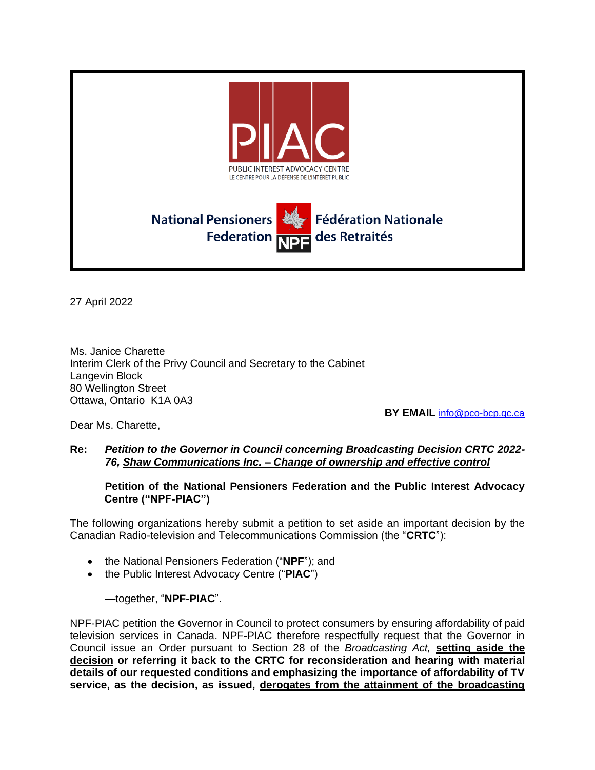PIAC

PUBLIC INTEREST ADVOCACY CENTRE
LE CENTRE POUR LA DÉFENSE DE L'INTÉRÊT PUBLIC

National Pensioners Federation NPF Fédération Nationale des Retraités

27 April 2022

Ms. Janice Charette
Interim Clerk of the Privy Council and Secretary to the Cabinet
Langevin Block
80 Wellington Street
Ottawa, Ontario K1A 0A3

**BY EMAIL** info@pco-bcp.gc.ca

Dear Ms. Charette,

**Re:** ***Petition to the Governor in Council concerning Broadcasting Decision CRTC 2022-76, Shaw Communications Inc. – Change of ownership and effective control***

**Petition of the National Pensioners Federation and the Public Interest Advocacy Centre ("NPF-PIAC")**

The following organizations hereby submit a petition to set aside an important decision by the Canadian Radio-television and Telecommunications Commission (the "**CRTC**"):

- the National Pensioners Federation ("**NPF**"); and
- the Public Interest Advocacy Centre ("**PIAC**")

—together, "**NPF-PIAC**".

NPF-PIAC petition the Governor in Council to protect consumers by ensuring affordability of paid television services in Canada. NPF-PIAC therefore respectfully request that the Governor in Council issue an Order pursuant to Section 28 of the *Broadcasting Act,* **setting aside the decision or referring it back to the CRTC for reconsideration and hearing with material details of our requested conditions and emphasizing the importance of affordability of TV service, as the decision, as issued, derogates from the attainment of the broadcasting**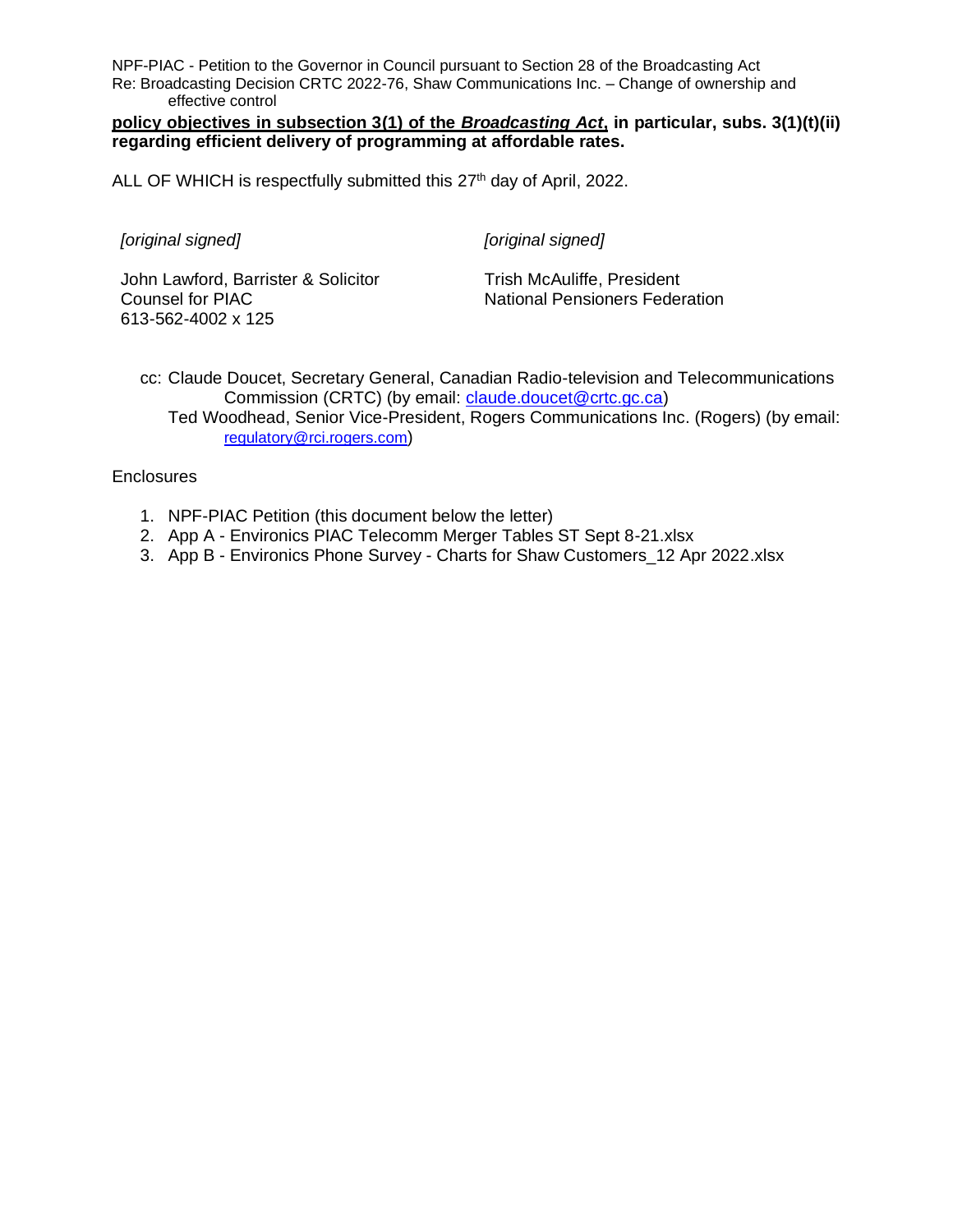**<u>policy objectives in subsection 3(1) of the *Broadcasting Act*</u>, in particular, subs. 3(1)(t)(ii) regarding efficient delivery of programming at affordable rates.**

ALL OF WHICH is respectfully submitted this 27th day of April, 2022.

| *[original signed]* | *[original signed]* |
|---|---|
| John Lawford, Barrister & Solicitor<br>Counsel for PIAC<br>613-562-4002 x 125 | Trish McAuliffe, President<br>National Pensioners Federation |

cc: Claude Doucet, Secretary General, Canadian Radio-television and Telecommunications Commission (CRTC) (by email: claude.doucet@crtc.gc.ca)
Ted Woodhead, Senior Vice-President, Rogers Communications Inc. (Rogers) (by email: regulatory@rci.rogers.com)

Enclosures

1. NPF-PIAC Petition (this document below the letter)
2. App A - Environics PIAC Telecomm Merger Tables ST Sept 8-21.xlsx
3. App B - Environics Phone Survey - Charts for Shaw Customers_12 Apr 2022.xlsx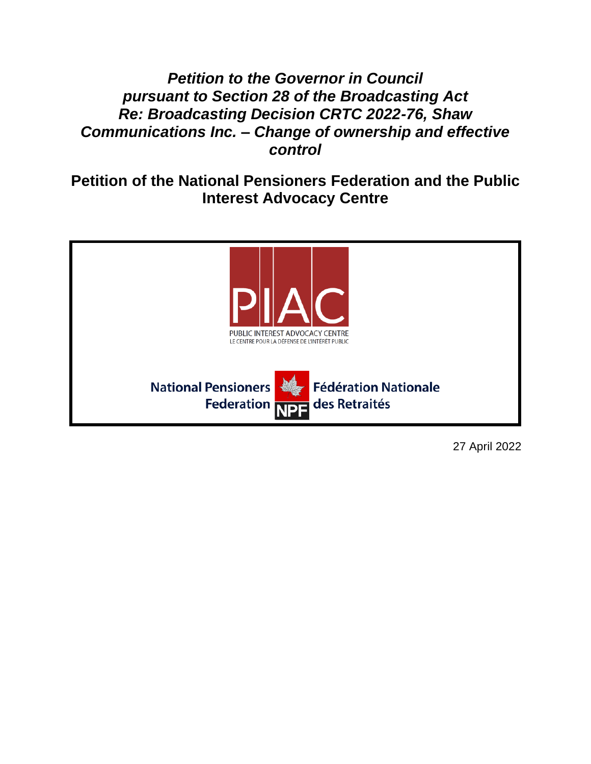# *Petition to the Governor in Council pursuant to Section 28 of the Broadcasting Act Re: Broadcasting Decision CRTC 2022-76, Shaw Communications Inc. – Change of ownership and effective control*

## Petition of the National Pensioners Federation and the Public Interest Advocacy Centre

PIAC

PUBLIC INTEREST ADVOCACY CENTRE
LE CENTRE POUR LA DÉFENSE DE L'INTÉRÊT PUBLIC

National Pensioners Federation NPF Fédération Nationale des Retraités

27 April 2022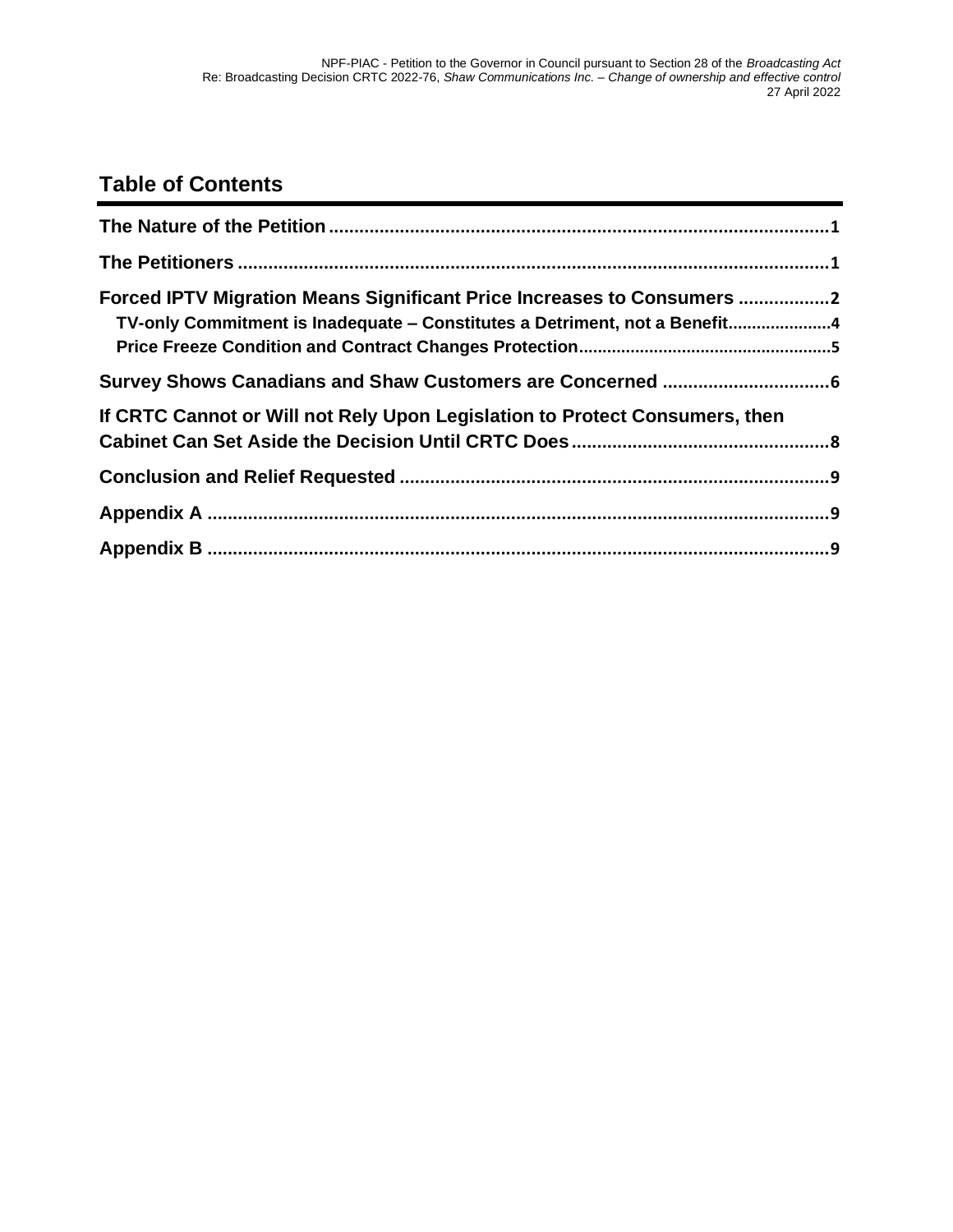## Table of Contents

**The Nature of the Petition** .................................................................................................1

**The Petitioners** ...................................................................................................................1

**Forced IPTV Migration Means Significant Price Increases to Consumers** .................2

- **TV-only Commitment is Inadequate – Constitutes a Detriment, not a Benefit**.....................4
- **Price Freeze Condition and Contract Changes Protection**...................................................5

**Survey Shows Canadians and Shaw Customers are Concerned** ................................6

**If CRTC Cannot or Will not Rely Upon Legislation to Protect Consumers, then Cabinet Can Set Aside the Decision Until CRTC Does**..................................................8

**Conclusion and Relief Requested** ....................................................................................9

**Appendix A** ..........................................................................................................................9

**Appendix B** ..........................................................................................................................9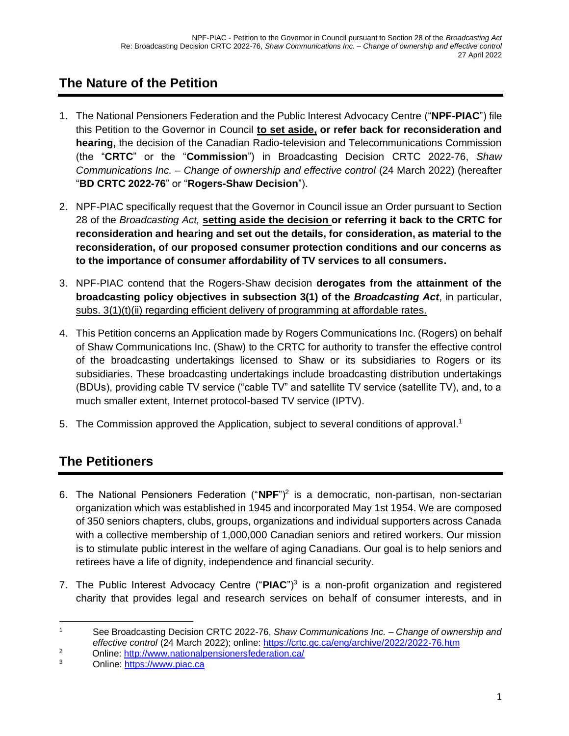## The Nature of the Petition

1. The National Pensioners Federation and the Public Interest Advocacy Centre ("**NPF-PIAC**") file this Petition to the Governor in Council **to set aside, or refer back for reconsideration and hearing,** the decision of the Canadian Radio-television and Telecommunications Commission (the "**CRTC**" or the "**Commission**") in Broadcasting Decision CRTC 2022-76, *Shaw Communications Inc. – Change of ownership and effective control* (24 March 2022) (hereafter "**BD CRTC 2022-76**" or "**Rogers-Shaw Decision**").

2. NPF-PIAC specifically request that the Governor in Council issue an Order pursuant to Section 28 of the *Broadcasting Act,* **setting aside the decision or referring it back to the CRTC for reconsideration and hearing and set out the details, for consideration, as material to the reconsideration, of our proposed consumer protection conditions and our concerns as to the importance of consumer affordability of TV services to all consumers.**

3. NPF-PIAC contend that the Rogers-Shaw decision **derogates from the attainment of the broadcasting policy objectives in subsection 3(1) of the *Broadcasting Act***, in particular, subs. 3(1)(t)(ii) regarding efficient delivery of programming at affordable rates.

4. This Petition concerns an Application made by Rogers Communications Inc. (Rogers) on behalf of Shaw Communications Inc. (Shaw) to the CRTC for authority to transfer the effective control of the broadcasting undertakings licensed to Shaw or its subsidiaries to Rogers or its subsidiaries. These broadcasting undertakings include broadcasting distribution undertakings (BDUs), providing cable TV service ("cable TV" and satellite TV service (satellite TV), and, to a much smaller extent, Internet protocol-based TV service (IPTV).

5. The Commission approved the Application, subject to several conditions of approval.[1]

## The Petitioners

6. The National Pensioners Federation ("**NPF**")[2] is a democratic, non-partisan, non-sectarian organization which was established in 1945 and incorporated May 1st 1954. We are composed of 350 seniors chapters, clubs, groups, organizations and individual supporters across Canada with a collective membership of 1,000,000 Canadian seniors and retired workers. Our mission is to stimulate public interest in the welfare of aging Canadians. Our goal is to help seniors and retirees have a life of dignity, independence and financial security.

7. The Public Interest Advocacy Centre ("**PIAC**")[3] is a non-profit organization and registered charity that provides legal and research services on behalf of consumer interests, and in

---

[1] See Broadcasting Decision CRTC 2022-76, *Shaw Communications Inc. – Change of ownership and effective control* (24 March 2022); online: https://crtc.gc.ca/eng/archive/2022/2022-76.htm

[2] Online: http://www.nationalpensionersfederation.ca/

[3] Online: https://www.piac.ca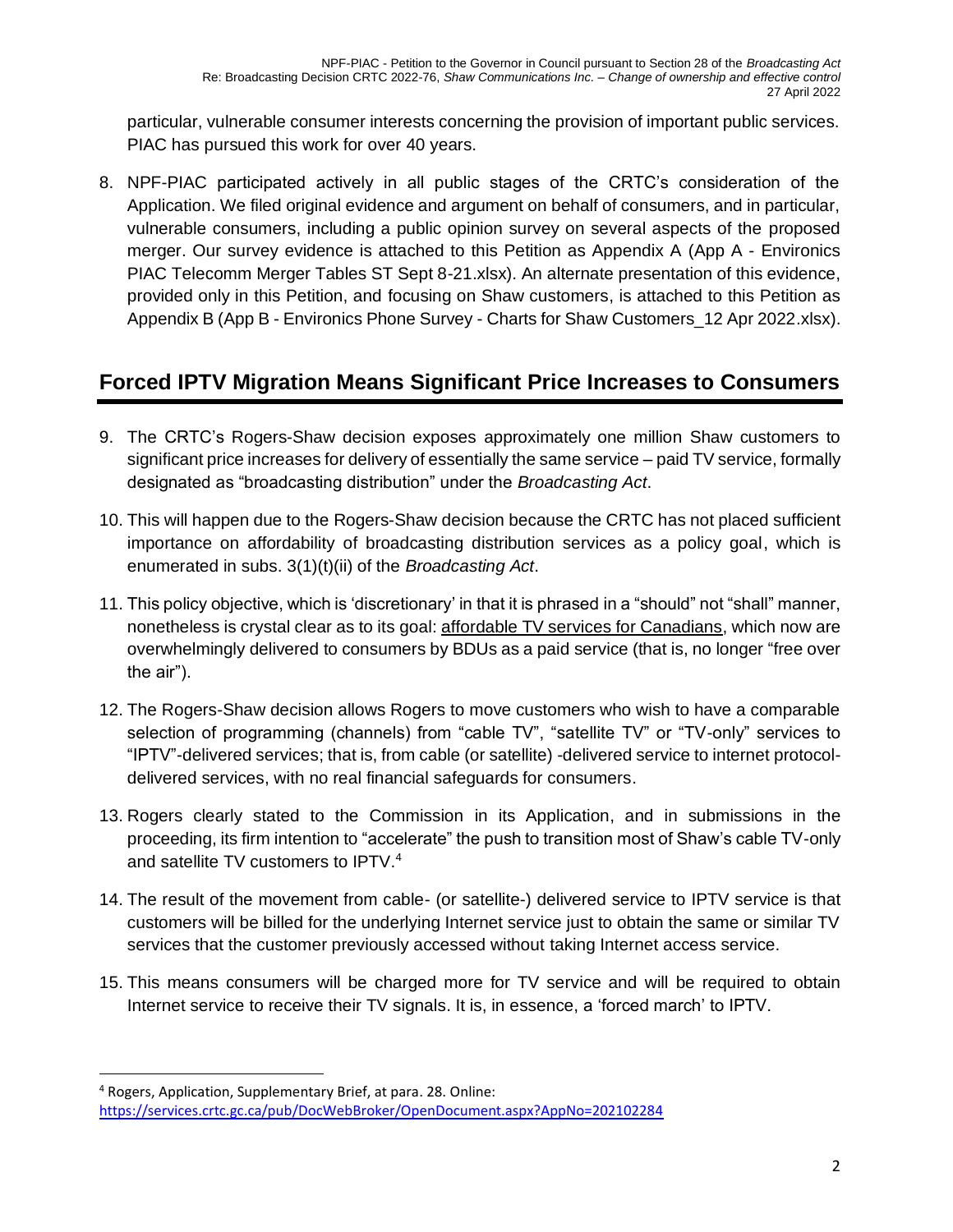particular, vulnerable consumer interests concerning the provision of important public services. PIAC has pursued this work for over 40 years.

8. NPF-PIAC participated actively in all public stages of the CRTC's consideration of the Application. We filed original evidence and argument on behalf of consumers, and in particular, vulnerable consumers, including a public opinion survey on several aspects of the proposed merger. Our survey evidence is attached to this Petition as Appendix A (App A - Environics PIAC Telecomm Merger Tables ST Sept 8-21.xlsx). An alternate presentation of this evidence, provided only in this Petition, and focusing on Shaw customers, is attached to this Petition as Appendix B (App B - Environics Phone Survey - Charts for Shaw Customers_12 Apr 2022.xlsx).

## Forced IPTV Migration Means Significant Price Increases to Consumers

9. The CRTC's Rogers-Shaw decision exposes approximately one million Shaw customers to significant price increases for delivery of essentially the same service – paid TV service, formally designated as "broadcasting distribution" under the *Broadcasting Act*.

10. This will happen due to the Rogers-Shaw decision because the CRTC has not placed sufficient importance on affordability of broadcasting distribution services as a policy goal, which is enumerated in subs. 3(1)(t)(ii) of the *Broadcasting Act*.

11. This policy objective, which is 'discretionary' in that it is phrased in a "should" not "shall" manner, nonetheless is crystal clear as to its goal: affordable TV services for Canadians, which now are overwhelmingly delivered to consumers by BDUs as a paid service (that is, no longer "free over the air").

12. The Rogers-Shaw decision allows Rogers to move customers who wish to have a comparable selection of programming (channels) from "cable TV", "satellite TV" or "TV-only" services to "IPTV"-delivered services; that is, from cable (or satellite) -delivered service to internet protocol-delivered services, with no real financial safeguards for consumers.

13. Rogers clearly stated to the Commission in its Application, and in submissions in the proceeding, its firm intention to "accelerate" the push to transition most of Shaw's cable TV-only and satellite TV customers to IPTV.[4]

14. The result of the movement from cable- (or satellite-) delivered service to IPTV service is that customers will be billed for the underlying Internet service just to obtain the same or similar TV services that the customer previously accessed without taking Internet access service.

15. This means consumers will be charged more for TV service and will be required to obtain Internet service to receive their TV signals. It is, in essence, a 'forced march' to IPTV.

---

[4] Rogers, Application, Supplementary Brief, at para. 28. Online: https://services.crtc.gc.ca/pub/DocWebBroker/OpenDocument.aspx?AppNo=202102284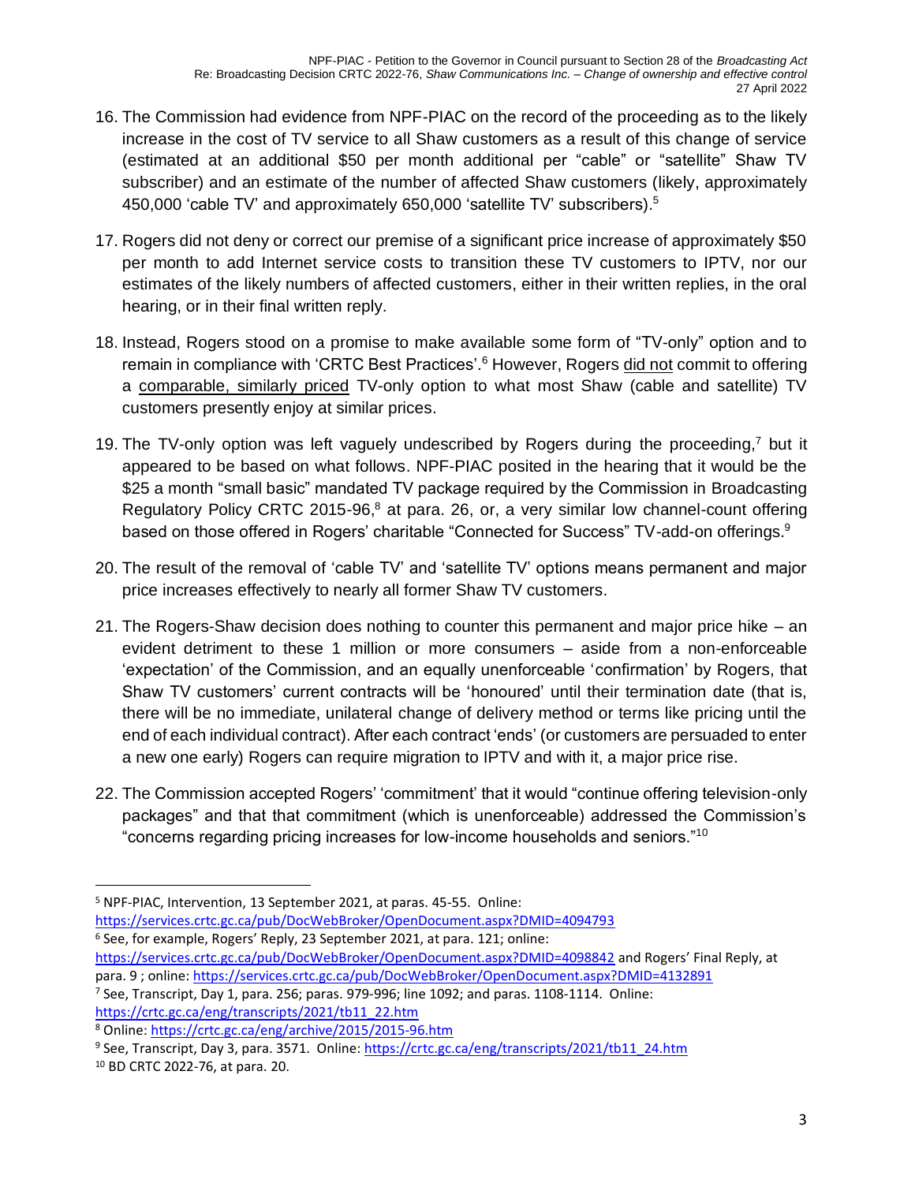16. The Commission had evidence from NPF-PIAC on the record of the proceeding as to the likely increase in the cost of TV service to all Shaw customers as a result of this change of service (estimated at an additional $50 per month additional per "cable" or "satellite" Shaw TV subscriber) and an estimate of the number of affected Shaw customers (likely, approximately 450,000 'cable TV' and approximately 650,000 'satellite TV' subscribers).[5]

17. Rogers did not deny or correct our premise of a significant price increase of approximately $50 per month to add Internet service costs to transition these TV customers to IPTV, nor our estimates of the likely numbers of affected customers, either in their written replies, in the oral hearing, or in their final written reply.

18. Instead, Rogers stood on a promise to make available some form of "TV-only" option and to remain in compliance with 'CRTC Best Practices'.[6] However, Rogers <u>did not</u> commit to offering a <u>comparable, similarly priced</u> TV-only option to what most Shaw (cable and satellite) TV customers presently enjoy at similar prices.

19. The TV-only option was left vaguely undescribed by Rogers during the proceeding,[7] but it appeared to be based on what follows. NPF-PIAC posited in the hearing that it would be the $25 a month "small basic" mandated TV package required by the Commission in Broadcasting Regulatory Policy CRTC 2015-96,[8] at para. 26, or, a very similar low channel-count offering based on those offered in Rogers' charitable "Connected for Success" TV-add-on offerings.[9]

20. The result of the removal of 'cable TV' and 'satellite TV' options means permanent and major price increases effectively to nearly all former Shaw TV customers.

21. The Rogers-Shaw decision does nothing to counter this permanent and major price hike – an evident detriment to these 1 million or more consumers – aside from a non-enforceable 'expectation' of the Commission, and an equally unenforceable 'confirmation' by Rogers, that Shaw TV customers' current contracts will be 'honoured' until their termination date (that is, there will be no immediate, unilateral change of delivery method or terms like pricing until the end of each individual contract). After each contract 'ends' (or customers are persuaded to enter a new one early) Rogers can require migration to IPTV and with it, a major price rise.

22. The Commission accepted Rogers' 'commitment' that it would "continue offering television-only packages" and that that commitment (which is unenforceable) addressed the Commission's "concerns regarding pricing increases for low-income households and seniors."[10]

---

[5] NPF-PIAC, Intervention, 13 September 2021, at paras. 45-55. Online: https://services.crtc.gc.ca/pub/DocWebBroker/OpenDocument.aspx?DMID=4094793

[6] See, for example, Rogers' Reply, 23 September 2021, at para. 121; online: https://services.crtc.gc.ca/pub/DocWebBroker/OpenDocument.aspx?DMID=4098842 and Rogers' Final Reply, at para. 9 ; online: https://services.crtc.gc.ca/pub/DocWebBroker/OpenDocument.aspx?DMID=4132891

[7] See, Transcript, Day 1, para. 256; paras. 979-996; line 1092; and paras. 1108-1114. Online: https://crtc.gc.ca/eng/transcripts/2021/tb11_22.htm

[8] Online: https://crtc.gc.ca/eng/archive/2015/2015-96.htm

[9] See, Transcript, Day 3, para. 3571. Online: https://crtc.gc.ca/eng/transcripts/2021/tb11_24.htm

[10] BD CRTC 2022-76, at para. 20.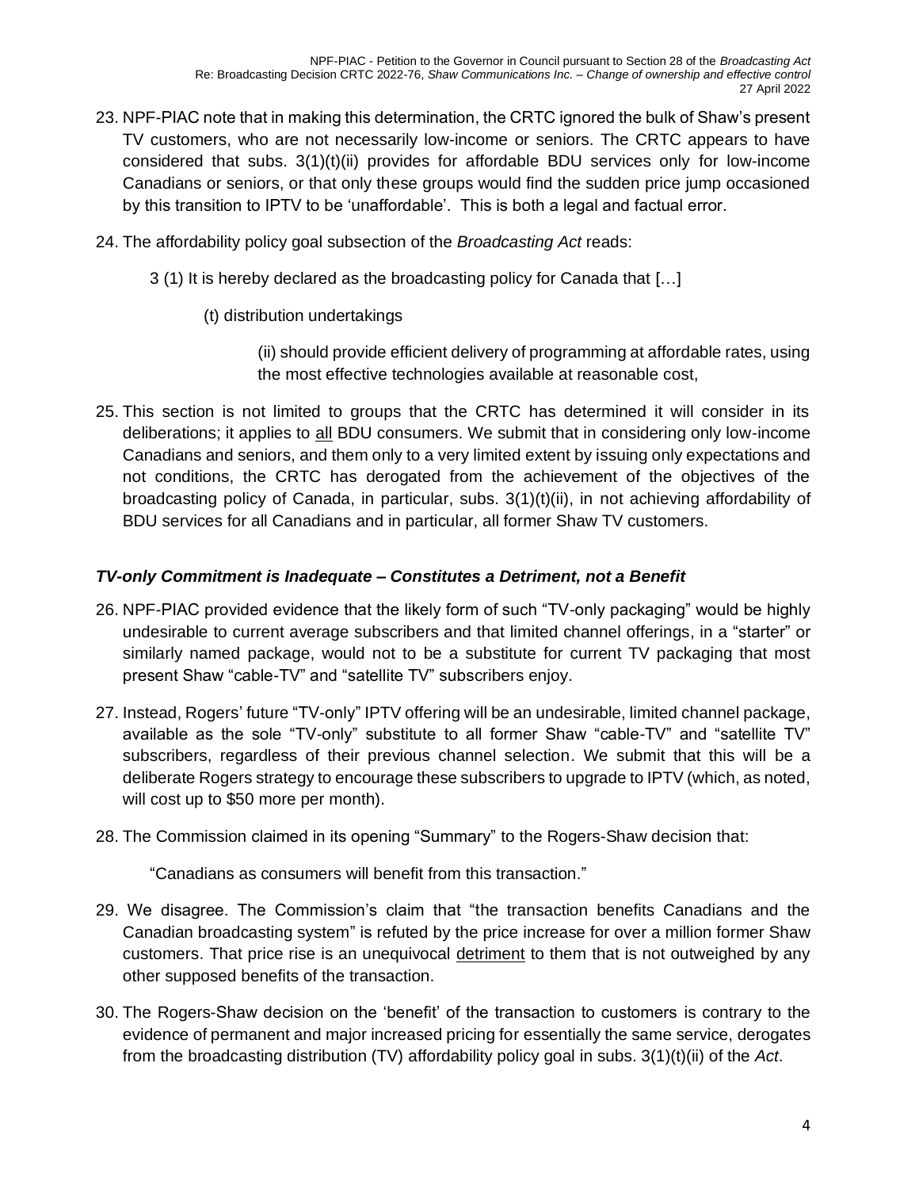23. NPF-PIAC note that in making this determination, the CRTC ignored the bulk of Shaw's present TV customers, who are not necessarily low-income or seniors. The CRTC appears to have considered that subs. 3(1)(t)(ii) provides for affordable BDU services only for low-income Canadians or seniors, or that only these groups would find the sudden price jump occasioned by this transition to IPTV to be 'unaffordable'. This is both a legal and factual error.

24. The affordability policy goal subsection of the *Broadcasting Act* reads:

    3 (1) It is hereby declared as the broadcasting policy for Canada that […]

    (t) distribution undertakings

    (ii) should provide efficient delivery of programming at affordable rates, using the most effective technologies available at reasonable cost,

25. This section is not limited to groups that the CRTC has determined it will consider in its deliberations; it applies to <u>all</u> BDU consumers. We submit that in considering only low-income Canadians and seniors, and them only to a very limited extent by issuing only expectations and not conditions, the CRTC has derogated from the achievement of the objectives of the broadcasting policy of Canada, in particular, subs. 3(1)(t)(ii), in not achieving affordability of BDU services for all Canadians and in particular, all former Shaw TV customers.

### *TV-only Commitment is Inadequate – Constitutes a Detriment, not a Benefit*

26. NPF-PIAC provided evidence that the likely form of such "TV-only packaging" would be highly undesirable to current average subscribers and that limited channel offerings, in a "starter" or similarly named package, would not to be a substitute for current TV packaging that most present Shaw "cable-TV" and "satellite TV" subscribers enjoy.

27. Instead, Rogers' future "TV-only" IPTV offering will be an undesirable, limited channel package, available as the sole "TV-only" substitute to all former Shaw "cable-TV" and "satellite TV" subscribers, regardless of their previous channel selection. We submit that this will be a deliberate Rogers strategy to encourage these subscribers to upgrade to IPTV (which, as noted, will cost up to $50 more per month).

28. The Commission claimed in its opening "Summary" to the Rogers-Shaw decision that:

    "Canadians as consumers will benefit from this transaction."

29. We disagree. The Commission's claim that "the transaction benefits Canadians and the Canadian broadcasting system" is refuted by the price increase for over a million former Shaw customers. That price rise is an unequivocal <u>detriment</u> to them that is not outweighed by any other supposed benefits of the transaction.

30. The Rogers-Shaw decision on the 'benefit' of the transaction to customers is contrary to the evidence of permanent and major increased pricing for essentially the same service, derogates from the broadcasting distribution (TV) affordability policy goal in subs. 3(1)(t)(ii) of the *Act*.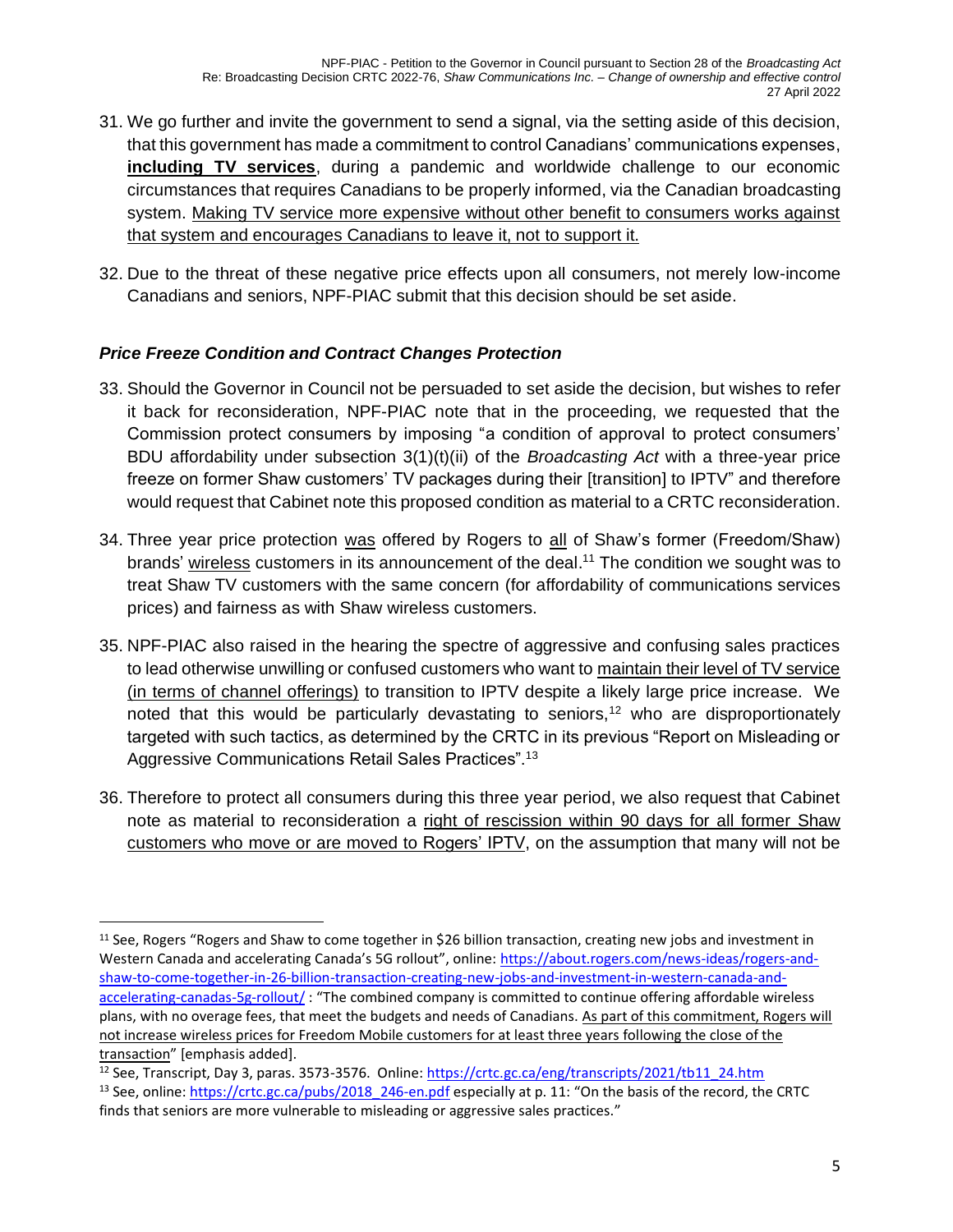31. We go further and invite the government to send a signal, via the setting aside of this decision, that this government has made a commitment to control Canadians' communications expenses, **including TV services**, during a pandemic and worldwide challenge to our economic circumstances that requires Canadians to be properly informed, via the Canadian broadcasting system. Making TV service more expensive without other benefit to consumers works against that system and encourages Canadians to leave it, not to support it.

32. Due to the threat of these negative price effects upon all consumers, not merely low-income Canadians and seniors, NPF-PIAC submit that this decision should be set aside.

### *Price Freeze Condition and Contract Changes Protection*

33. Should the Governor in Council not be persuaded to set aside the decision, but wishes to refer it back for reconsideration, NPF-PIAC note that in the proceeding, we requested that the Commission protect consumers by imposing "a condition of approval to protect consumers' BDU affordability under subsection 3(1)(t)(ii) of the *Broadcasting Act* with a three-year price freeze on former Shaw customers' TV packages during their [transition] to IPTV" and therefore would request that Cabinet note this proposed condition as material to a CRTC reconsideration.

34. Three year price protection was offered by Rogers to all of Shaw's former (Freedom/Shaw) brands' wireless customers in its announcement of the deal.[11] The condition we sought was to treat Shaw TV customers with the same concern (for affordability of communications services prices) and fairness as with Shaw wireless customers.

35. NPF-PIAC also raised in the hearing the spectre of aggressive and confusing sales practices to lead otherwise unwilling or confused customers who want to maintain their level of TV service (in terms of channel offerings) to transition to IPTV despite a likely large price increase. We noted that this would be particularly devastating to seniors,[12] who are disproportionately targeted with such tactics, as determined by the CRTC in its previous "Report on Misleading or Aggressive Communications Retail Sales Practices".[13]

36. Therefore to protect all consumers during this three year period, we also request that Cabinet note as material to reconsideration a right of rescission within 90 days for all former Shaw customers who move or are moved to Rogers' IPTV, on the assumption that many will not be

---

[11] See, Rogers "Rogers and Shaw to come together in $26 billion transaction, creating new jobs and investment in Western Canada and accelerating Canada's 5G rollout", online: https://about.rogers.com/news-ideas/rogers-and-shaw-to-come-together-in-26-billion-transaction-creating-new-jobs-and-investment-in-western-canada-and-accelerating-canadas-5g-rollout/ : "The combined company is committed to continue offering affordable wireless plans, with no overage fees, that meet the budgets and needs of Canadians. As part of this commitment, Rogers will not increase wireless prices for Freedom Mobile customers for at least three years following the close of the transaction" [emphasis added].

[12] See, Transcript, Day 3, paras. 3573-3576. Online: https://crtc.gc.ca/eng/transcripts/2021/tb11_24.htm

[13] See, online: https://crtc.gc.ca/pubs/2018_246-en.pdf especially at p. 11: "On the basis of the record, the CRTC finds that seniors are more vulnerable to misleading or aggressive sales practices."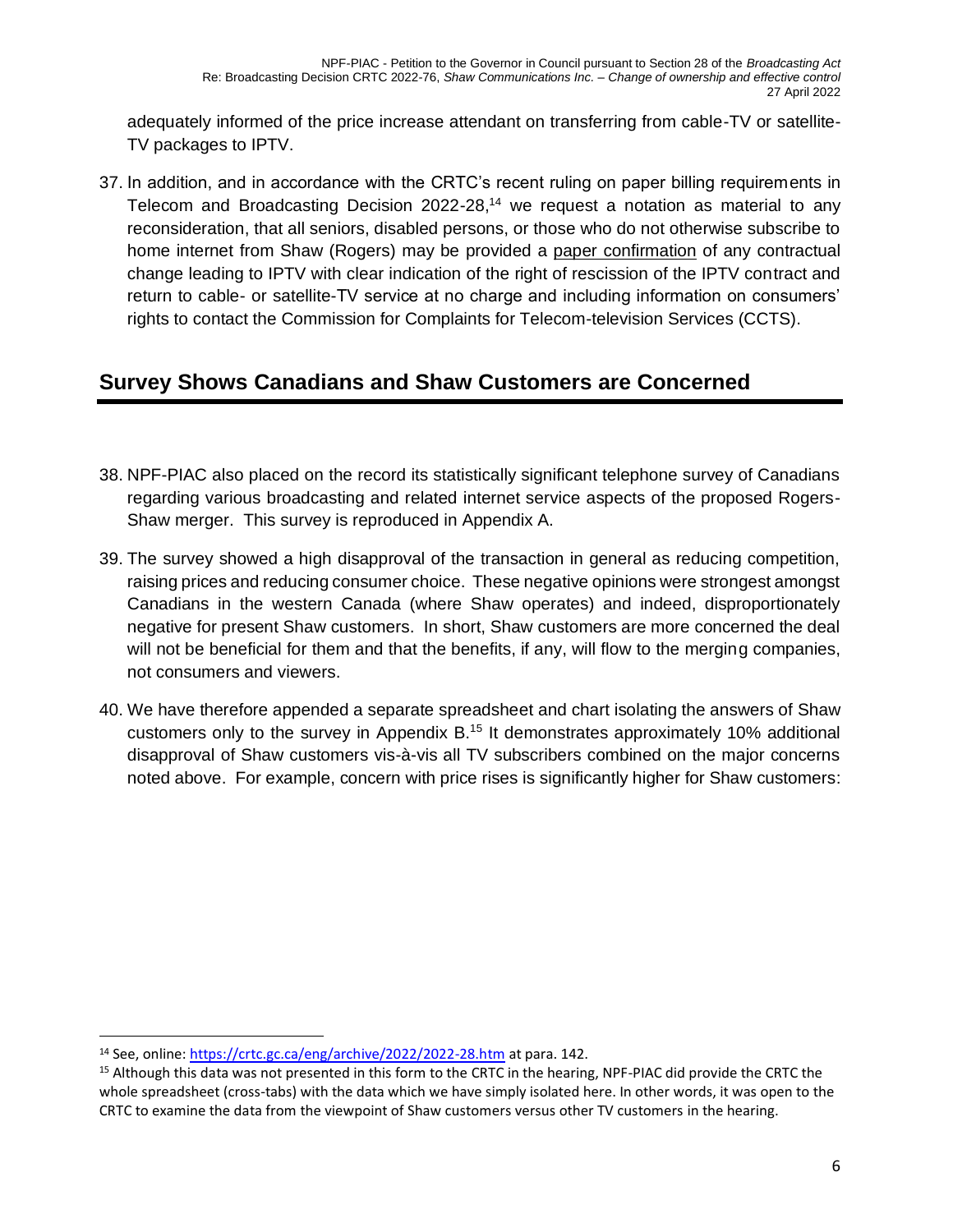adequately informed of the price increase attendant on transferring from cable-TV or satellite-TV packages to IPTV.

37. In addition, and in accordance with the CRTC's recent ruling on paper billing requirements in Telecom and Broadcasting Decision 2022-28,[14] we request a notation as material to any reconsideration, that all seniors, disabled persons, or those who do not otherwise subscribe to home internet from Shaw (Rogers) may be provided a paper confirmation of any contractual change leading to IPTV with clear indication of the right of rescission of the IPTV contract and return to cable- or satellite-TV service at no charge and including information on consumers' rights to contact the Commission for Complaints for Telecom-television Services (CCTS).

## Survey Shows Canadians and Shaw Customers are Concerned

38. NPF-PIAC also placed on the record its statistically significant telephone survey of Canadians regarding various broadcasting and related internet service aspects of the proposed Rogers-Shaw merger. This survey is reproduced in Appendix A.

39. The survey showed a high disapproval of the transaction in general as reducing competition, raising prices and reducing consumer choice. These negative opinions were strongest amongst Canadians in the western Canada (where Shaw operates) and indeed, disproportionately negative for present Shaw customers. In short, Shaw customers are more concerned the deal will not be beneficial for them and that the benefits, if any, will flow to the merging companies, not consumers and viewers.

40. We have therefore appended a separate spreadsheet and chart isolating the answers of Shaw customers only to the survey in Appendix B.[15] It demonstrates approximately 10% additional disapproval of Shaw customers vis-à-vis all TV subscribers combined on the major concerns noted above. For example, concern with price rises is significantly higher for Shaw customers:

---

[14] See, online: https://crtc.gc.ca/eng/archive/2022/2022-28.htm at para. 142.

[15] Although this data was not presented in this form to the CRTC in the hearing, NPF-PIAC did provide the CRTC the whole spreadsheet (cross-tabs) with the data which we have simply isolated here. In other words, it was open to the CRTC to examine the data from the viewpoint of Shaw customers versus other TV customers in the hearing.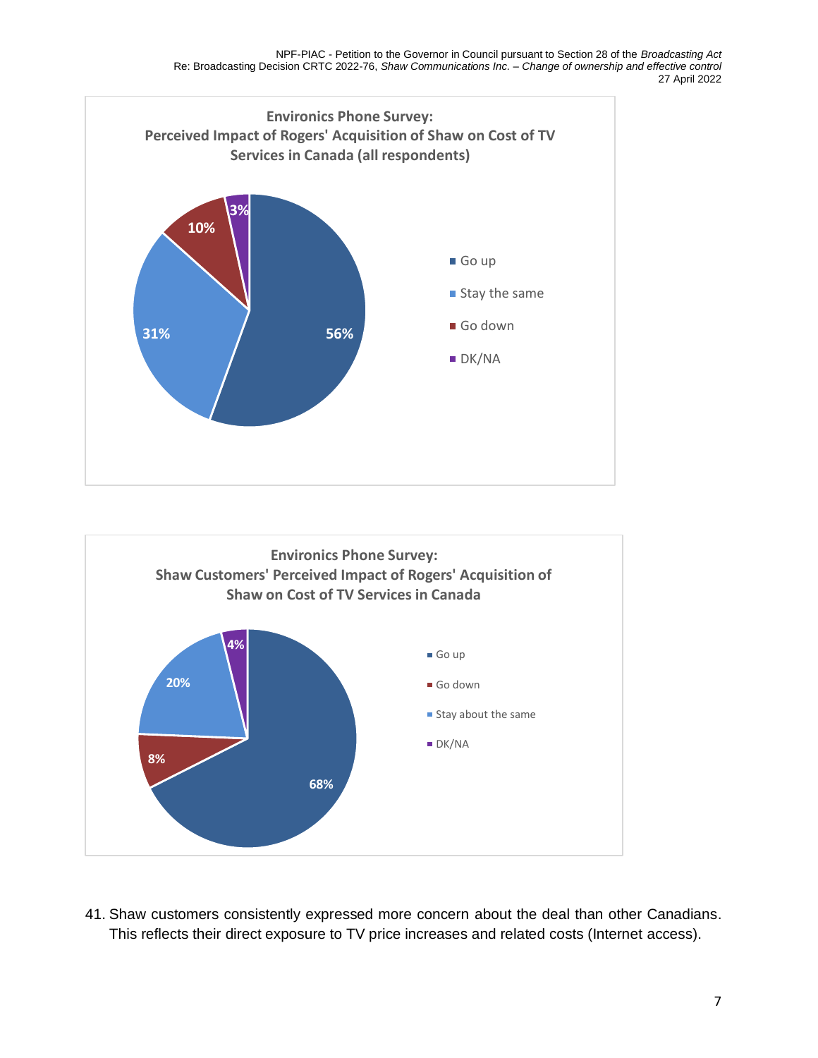**Environics Phone Survey: Perceived Impact of Rogers' Acquisition of Shaw on Cost of TV Services in Canada (all respondents)**

| Response | Percentage |
| --- | --- |
| Go up | 56% |
| Stay the same | 31% |
| Go down | 10% |
| DK/NA | 3% |

**Environics Phone Survey: Shaw Customers' Perceived Impact of Rogers' Acquisition of Shaw on Cost of TV Services in Canada**

| Response | Percentage |
| --- | --- |
| Go up | 68% |
| Go down | 8% |
| Stay about the same | 20% |
| DK/NA | 4% |

41. Shaw customers consistently expressed more concern about the deal than other Canadians. This reflects their direct exposure to TV price increases and related costs (Internet access).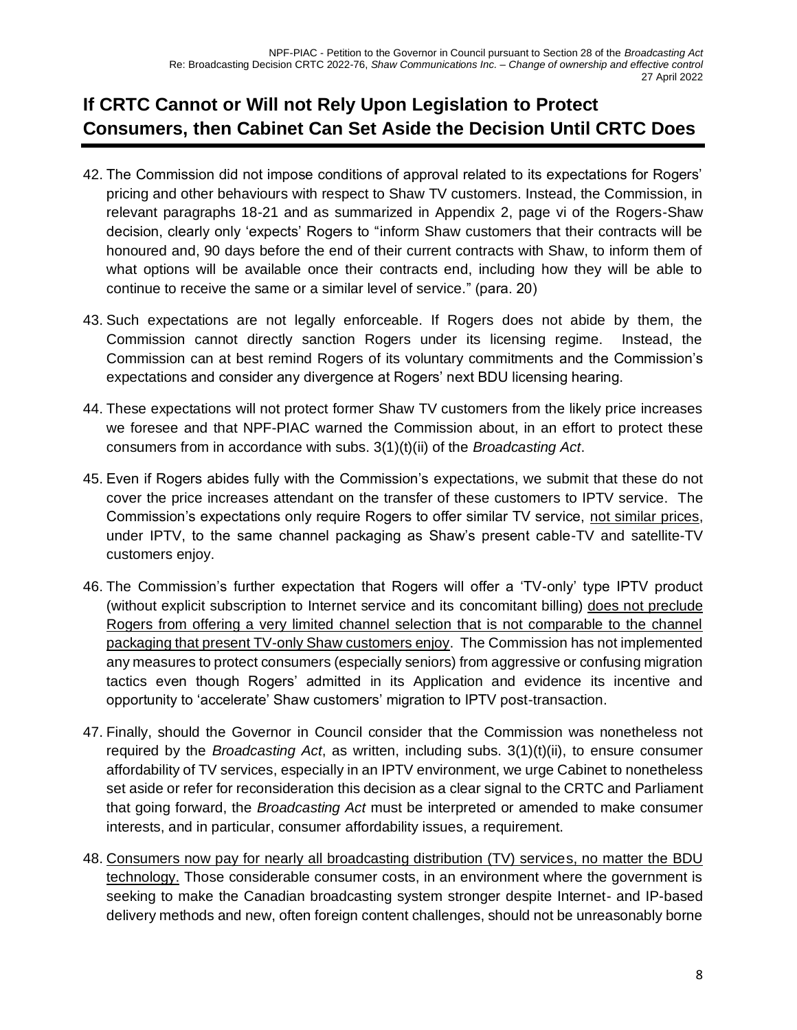## If CRTC Cannot or Will not Rely Upon Legislation to Protect Consumers, then Cabinet Can Set Aside the Decision Until CRTC Does

42. The Commission did not impose conditions of approval related to its expectations for Rogers' pricing and other behaviours with respect to Shaw TV customers. Instead, the Commission, in relevant paragraphs 18-21 and as summarized in Appendix 2, page vi of the Rogers-Shaw decision, clearly only 'expects' Rogers to "inform Shaw customers that their contracts will be honoured and, 90 days before the end of their current contracts with Shaw, to inform them of what options will be available once their contracts end, including how they will be able to continue to receive the same or a similar level of service." (para. 20)

43. Such expectations are not legally enforceable. If Rogers does not abide by them, the Commission cannot directly sanction Rogers under its licensing regime. Instead, the Commission can at best remind Rogers of its voluntary commitments and the Commission's expectations and consider any divergence at Rogers' next BDU licensing hearing.

44. These expectations will not protect former Shaw TV customers from the likely price increases we foresee and that NPF-PIAC warned the Commission about, in an effort to protect these consumers from in accordance with subs. 3(1)(t)(ii) of the *Broadcasting Act*.

45. Even if Rogers abides fully with the Commission's expectations, we submit that these do not cover the price increases attendant on the transfer of these customers to IPTV service. The Commission's expectations only require Rogers to offer similar TV service, <u>not similar prices</u>, under IPTV, to the same channel packaging as Shaw's present cable-TV and satellite-TV customers enjoy.

46. The Commission's further expectation that Rogers will offer a 'TV-only' type IPTV product (without explicit subscription to Internet service and its concomitant billing) <u>does not preclude Rogers from offering a very limited channel selection that is not comparable to the channel packaging that present TV-only Shaw customers enjoy</u>. The Commission has not implemented any measures to protect consumers (especially seniors) from aggressive or confusing migration tactics even though Rogers' admitted in its Application and evidence its incentive and opportunity to 'accelerate' Shaw customers' migration to IPTV post-transaction.

47. Finally, should the Governor in Council consider that the Commission was nonetheless not required by the *Broadcasting Act*, as written, including subs. 3(1)(t)(ii), to ensure consumer affordability of TV services, especially in an IPTV environment, we urge Cabinet to nonetheless set aside or refer for reconsideration this decision as a clear signal to the CRTC and Parliament that going forward, the *Broadcasting Act* must be interpreted or amended to make consumer interests, and in particular, consumer affordability issues, a requirement.

48. <u>Consumers now pay for nearly all broadcasting distribution (TV) services, no matter the BDU technology.</u> Those considerable consumer costs, in an environment where the government is seeking to make the Canadian broadcasting system stronger despite Internet- and IP-based delivery methods and new, often foreign content challenges, should not be unreasonably borne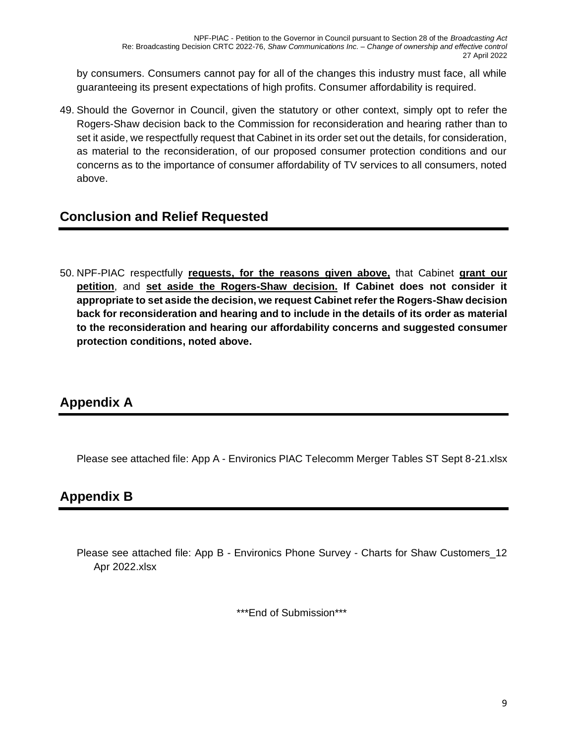by consumers. Consumers cannot pay for all of the changes this industry must face, all while guaranteeing its present expectations of high profits. Consumer affordability is required.

49. Should the Governor in Council, given the statutory or other context, simply opt to refer the Rogers-Shaw decision back to the Commission for reconsideration and hearing rather than to set it aside, we respectfully request that Cabinet in its order set out the details, for consideration, as material to the reconsideration, of our proposed consumer protection conditions and our concerns as to the importance of consumer affordability of TV services to all consumers, noted above.

## Conclusion and Relief Requested

50. NPF-PIAC respectfully **requests, for the reasons given above,** that Cabinet **grant our petition**, and **set aside the Rogers-Shaw decision. If Cabinet does not consider it appropriate to set aside the decision, we request Cabinet refer the Rogers-Shaw decision back for reconsideration and hearing and to include in the details of its order as material to the reconsideration and hearing our affordability concerns and suggested consumer protection conditions, noted above.**

## Appendix A

Please see attached file: App A - Environics PIAC Telecomm Merger Tables ST Sept 8-21.xlsx

## Appendix B

Please see attached file: App B - Environics Phone Survey - Charts for Shaw Customers_12 Apr 2022.xlsx

***End of Submission***